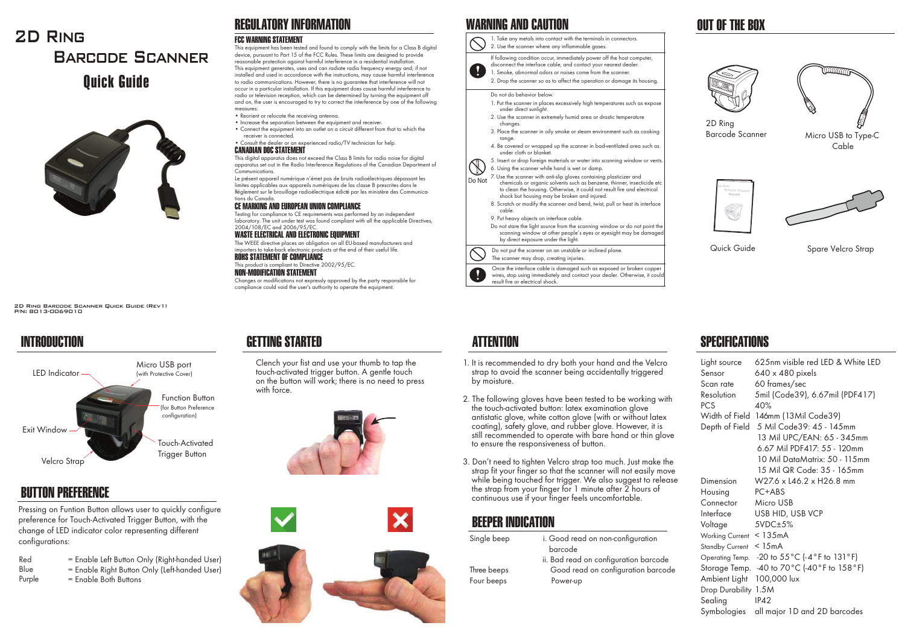# 2D Ring Barcode Scanner

## Quick Guide

2D Ring Barcode Scanner Quick Guide (Rev1)
P/N: 8013-0069010

## REGULATORY INFORMATION

### FCC WARNING STATEMENT

This equipment has been tested and found to comply with the limits for a Class B digital device, pursuant to Part 15 of the FCC Rules. These limits are designed to provide reasonable protection against harmful interference in a residential installation. This equipment generates, uses and can radiate radio frequency energy and, if not installed and used in accordance with the instructions, may cause harmful interference to radio communications. However, there is no guarantee that interference will not occur in a particular installation. If this equipment does cause harmful interference to radio or television reception, which can be determined by turning the equipment off and on, the user is encouraged to try to correct the interference by one of the following measures:

- Reorient or relocate the receiving antenna.
- Increase the separation between the equipment and receiver.
- Connect the equipment into an outlet on a circuit different from that to which the receiver is connected.
- Consult the dealer or an experienced radio/TV technician for help.

### CANADIAN DOC STATEMENT

This digital apparatus does not exceed the Class B limits for radio noise for digital apparatus set out in the Radio Interference Regulations of the Canadian Department of Communications.

Le présent appareil numérique n'émet pas de bruits radioélectriques dépassant les limites applicables aux appareils numériques de las classe B prescrites dans le Réglement sur le brouillage radioélectrique édicté par les ministère des Communications du Canada.

### CE MARKING AND EUROPEAN UNION COMPLIANCE

Testing for compliance to CE requirements was performed by an independent laboratory. The unit under test was found compliant with all the applicable Directives, 2004/108/EC and 2006/95/EC.

### WASTE ELECTRICAL AND ELECTRONIC EQUIPMENT

The WEEE directive places an obligation on all EU-based manufacturers and importers to take-back electronic products at the end of their useful life.

### ROHS STATEMENT OF COMPLIANCE

This product is compliant to Directive 2002/95/EC.

### NON-MODIFICATION STATEMENT

Changes or modifications not expressly approved by the party responsible for compliance could void the user's authority to operate the equipment.

## WARNING AND CAUTION

1. Take any metals into contact with the terminals in connectors.
2. Use the scanner where any inflammable gases.

If following condition occur, immediately power off the host computer, disconnect the interface cable, and contact your nearest dealer.

1. Smoke, abnormal odors or noises come from the scanner.
2. Drop the scanner so as to affect the operation or damage its housing.

Do Not

Do not do behavior below.

1. Put the scanner in places excessively high temperatures such as expose under direct sunlight.
2. Use the scanner in extremely humid area or drastic temperature changes.
3. Place the scanner in oily smoke or steam environment such as cooking range.
4. Be covered or wrapped up the scanner in bad-ventilated area such as under cloth or blanket.
5. Insert or drop foreign materials or water into scanning window or vents.
6. Using the scanner while hand is wet or damp.
7. Use the scanner with anti-slip gloves containing plasticizer and chemicals or organic solvents such as benzene, thinner, insecticide etc to clean the housing. Otherwise, it could not result fire and electrical shock but housing may be broken and injured.
8. Scratch or modify the scanner and bend, twist, pull or heat its interface cable.
9. Put heavy objects on interface cable.

Do not stare the light source from the scanning window or do not point the scanning window at other people's eyes or eyesight may be damaged by direct exposure under the light.

Do not put the scanner on an unstable or inclined plane. The scanner may drop, creating injuries.

Once the interface cable is damaged such as exposed or broken copper wires, stop using immediately and contact your dealer. Otherwise, it could result fire or electrical shock.

## OUT OF THE BOX

- 2D Ring Barcode Scanner
- Micro USB to Type-C Cable
- Quick Guide
- Spare Velcro Strap

## INTRODUCTION

- LED Indicator
- Micro USB port (with Protective Cover)
- Function Button (for Button Preference configuration)
- Exit Window
- Touch-Activated Trigger Button
- Velcro Strap

## BUTTON PREFERENCE

Pressing on Funtion Button allows user to quickly configure preference for Touch-Activated Trigger Button, with the change of LED indicator color representing different configurations:

| | |
|---|---|
| Red | = Enable Left Button Only (Right-handed User) |
| Blue | = Enable Right Button Only (Left-handed User) |
| Purple | = Enable Both Buttons |

## GETTING STARTED

Clench your fist and use your thumb to tap the touch-activated trigger button. A gentle touch on the button will work; there is no need to press with force.

## ATTENTION

1. It is recommended to dry both your hand and the Velcro strap to avoid the scanner being accidentally triggered by moisture.
2. The following gloves have been tested to be working with the touch-activated button: latex examination glove antistatic glove, white cotton glove (with or without latex coating), safety glove, and rubber glove. However, it is still recommended to operate with bare hand or thin glove to ensure the responsiveness of button.
3. Don't need to tighten Velcro strap too much. Just make the strap fit your finger so that the scanner will not easily move while being touched for trigger. We also suggest to release the strap from your finger for 1 minute after 2 hours of continuous use if your finger feels uncomfortable.

## BEEPER INDICATION

| | |
|---|---|
| Single beep | i. Good read on non-configuration barcode<br>ii. Bad read on configuration barcode |
| Three beeps | Good read on configuration barcode |
| Four beeps | Power-up |

## SPECIFICATIONS

| | |
|---|---|
| Light source | 625nm visible red LED & White LED |
| Sensor | 640 x 480 pixels |
| Scan rate | 60 frames/sec |
| Resolution | 5mil (Code39), 6.67mil (PDF417) |
| PCS | 40% |
| Width of Field | 146mm (13Mil Code39) |
| Depth of Field | 5 Mil Code39: 45 - 145mm<br>13 Mil UPC/EAN: 65 - 345mm<br>6.67 Mil PDF417: 55 - 120mm<br>10 Mil DataMatrix: 50 - 115mm<br>15 Mil QR Code: 35 - 165mm |
| Dimension | W27.6 x L46.2 x H26.8 mm |
| Housing | PC+ABS |
| Connector | Micro USB |
| Interface | USB HID, USB VCP |
| Voltage | 5VDC±5% |
| Working Current | < 135mA |
| Standby Current | < 15mA |
| Operating Temp. | -20 to 55°C (-4°F to 131°F) |
| Storage Temp. | -40 to 70°C (-40°F to 158°F) |
| Ambient Light | 100,000 lux |
| Drop Durability | 1.5M |
| Sealing | IP42 |
| Symbologies | all major 1D and 2D barcodes |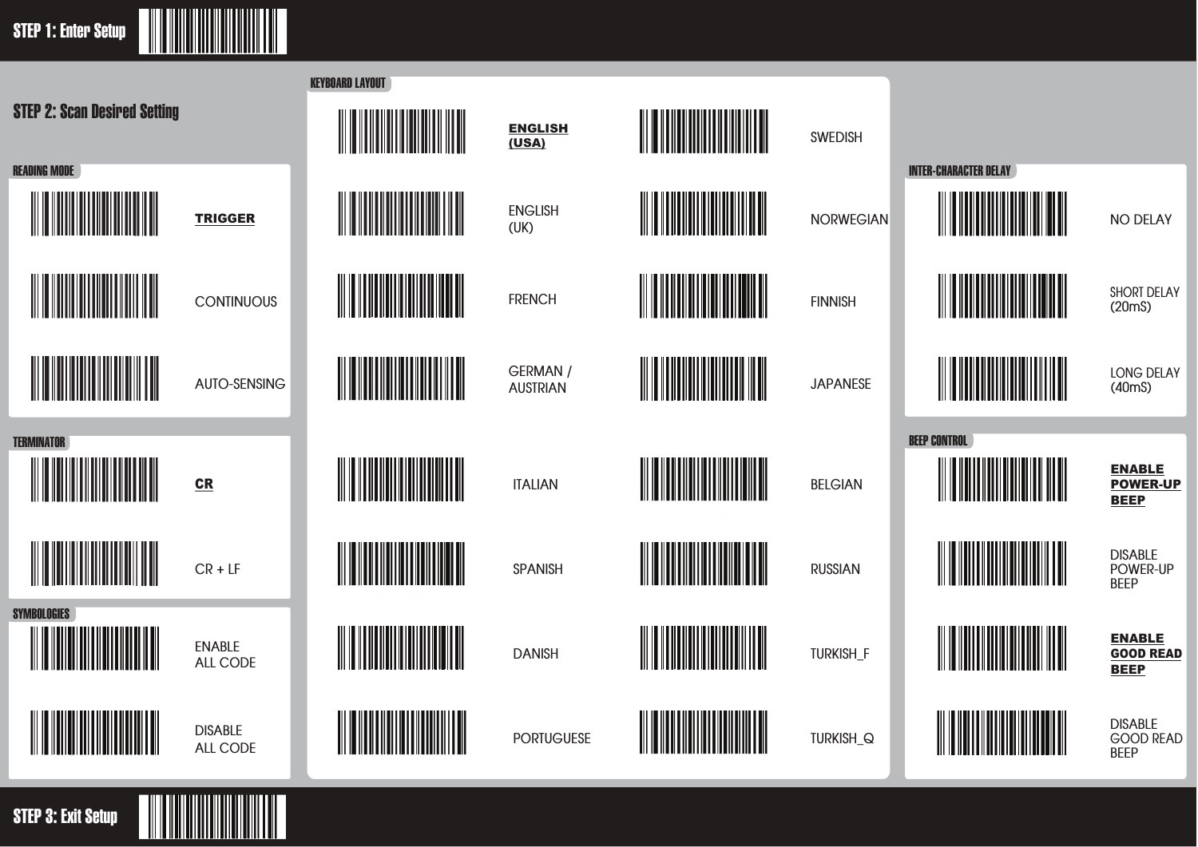## STEP 1: Enter Setup

## STEP 2: Scan Desired Setting

### READING MODE

- **TRIGGER**
- CONTINUOUS
- AUTO-SENSING

### TERMINATOR

- **CR**
- CR + LF

### SYMBOLOGIES

- ENABLE ALL CODE
- DISABLE ALL CODE

### KEYBOARD LAYOUT

- **ENGLISH (USA)**
- ENGLISH (UK)
- FRENCH
- GERMAN / AUSTRIAN
- ITALIAN
- SPANISH
- DANISH
- PORTUGUESE
- SWEDISH
- NORWEGIAN
- FINNISH
- JAPANESE
- BELGIAN
- RUSSIAN
- TURKISH_F
- TURKISH_Q

### INTER-CHARACTER DELAY

- NO DELAY
- SHORT DELAY (20mS)
- LONG DELAY (40mS)

### BEEP CONTROL

- **ENABLE POWER-UP BEEP**
- DISABLE POWER-UP BEEP
- **ENABLE GOOD READ BEEP**
- DISABLE GOOD READ BEEP

## STEP 3: Exit Setup